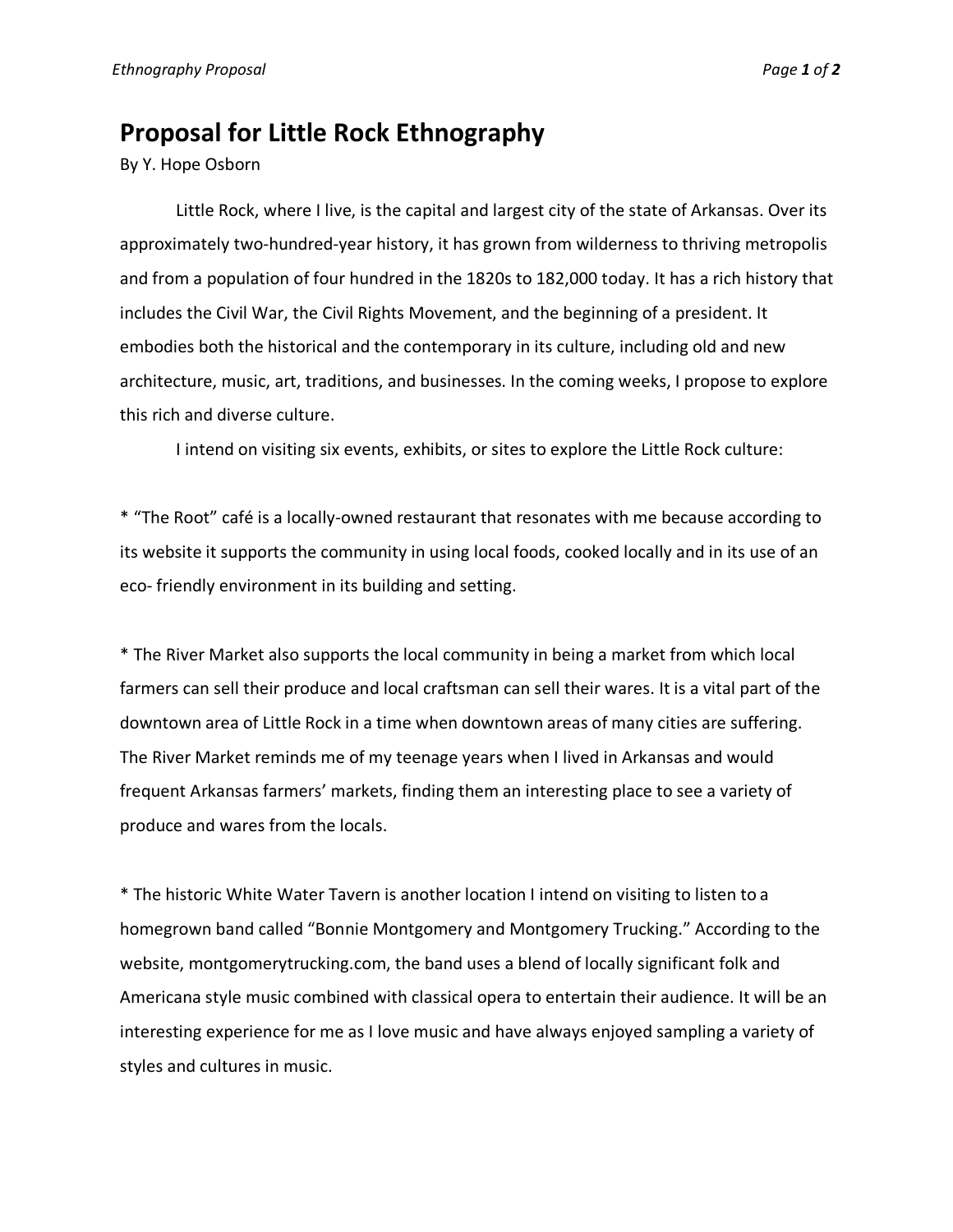# Proposal for Little Rock Ethnography

By Y. Hope Osborn

Little Rock, where I live, is the capital and largest city of the state of Arkansas. Over its approximately two-hundred-year history, it has grown from wilderness to thriving metropolis and from a population of four hundred in the 1820s to 182,000 today. It has a rich history that includes the Civil War, the Civil Rights Movement, and the beginning of a president. It embodies both the historical and the contemporary in its culture, including old and new architecture, music, art, traditions, and businesses. In the coming weeks, I propose to explore this rich and diverse culture.

I intend on visiting six events, exhibits, or sites to explore the Little Rock culture:

* "The Root" café is a locally-owned restaurant that resonates with me because according to its website it supports the community in using local foods, cooked locally and in its use of an eco- friendly environment in its building and setting.

* The River Market also supports the local community in being a market from which local farmers can sell their produce and local craftsman can sell their wares. It is a vital part of the downtown area of Little Rock in a time when downtown areas of many cities are suffering. The River Market reminds me of my teenage years when I lived in Arkansas and would frequent Arkansas farmers' markets, finding them an interesting place to see a variety of produce and wares from the locals.

* The historic White Water Tavern is another location I intend on visiting to listen to a homegrown band called "Bonnie Montgomery and Montgomery Trucking." According to the website, montgomerytrucking.com, the band uses a blend of locally significant folk and Americana style music combined with classical opera to entertain their audience. It will be an interesting experience for me as I love music and have always enjoyed sampling a variety of styles and cultures in music.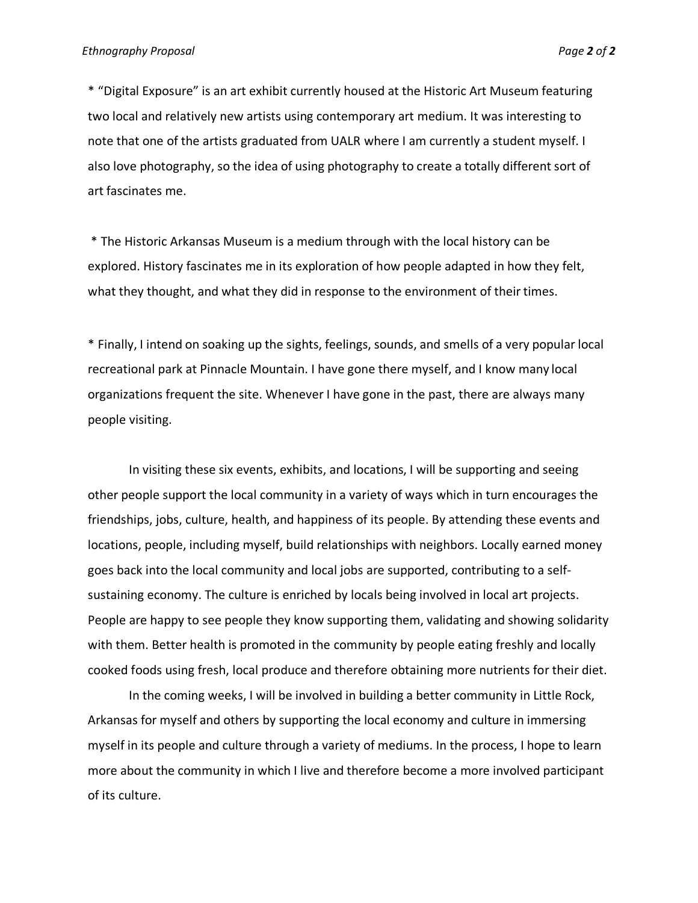* "Digital Exposure" is an art exhibit currently housed at the Historic Art Museum featuring two local and relatively new artists using contemporary art medium. It was interesting to note that one of the artists graduated from UALR where I am currently a student myself. I also love photography, so the idea of using photography to create a totally different sort of art fascinates me.

* The Historic Arkansas Museum is a medium through with the local history can be explored. History fascinates me in its exploration of how people adapted in how they felt, what they thought, and what they did in response to the environment of their times.

* Finally, I intend on soaking up the sights, feelings, sounds, and smells of a very popular local recreational park at Pinnacle Mountain. I have gone there myself, and I know many local organizations frequent the site. Whenever I have gone in the past, there are always many people visiting.

In visiting these six events, exhibits, and locations, I will be supporting and seeing other people support the local community in a variety of ways which in turn encourages the friendships, jobs, culture, health, and happiness of its people. By attending these events and locations, people, including myself, build relationships with neighbors. Locally earned money goes back into the local community and local jobs are supported, contributing to a self-sustaining economy. The culture is enriched by locals being involved in local art projects. People are happy to see people they know supporting them, validating and showing solidarity with them. Better health is promoted in the community by people eating freshly and locally cooked foods using fresh, local produce and therefore obtaining more nutrients for their diet.

In the coming weeks, I will be involved in building a better community in Little Rock, Arkansas for myself and others by supporting the local economy and culture in immersing myself in its people and culture through a variety of mediums. In the process, I hope to learn more about the community in which I live and therefore become a more involved participant of its culture.